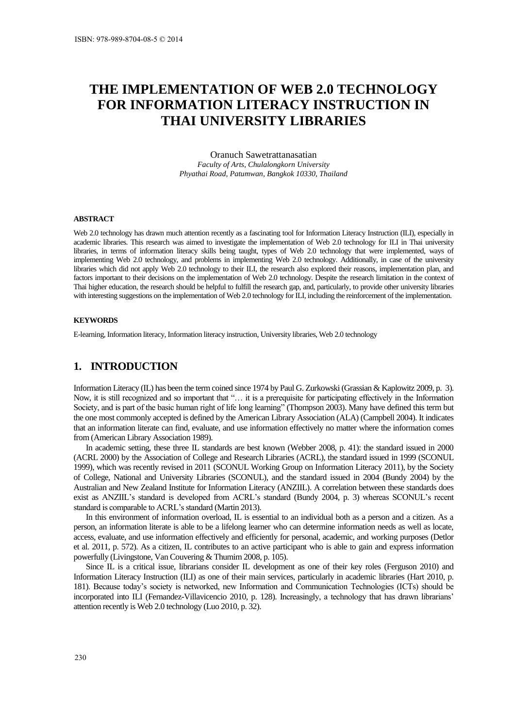ISBN: 978-989-8704-08-5 © 2014

# THE IMPLEMENTATION OF WEB 2.0 TECHNOLOGY FOR INFORMATION LITERACY INSTRUCTION IN THAI UNIVERSITY LIBRARIES

Oranuch Sawetrattanasatian
*Faculty of Arts, Chulalongkorn University*
*Phyathai Road, Patumwan, Bangkok 10330, Thailand*

#### ABSTRACT

Web 2.0 technology has drawn much attention recently as a fascinating tool for Information Literacy Instruction (ILI), especially in academic libraries. This research was aimed to investigate the implementation of Web 2.0 technology for ILI in Thai university libraries, in terms of information literacy skills being taught, types of Web 2.0 technology that were implemented, ways of implementing Web 2.0 technology, and problems in implementing Web 2.0 technology. Additionally, in case of the university libraries which did not apply Web 2.0 technology to their ILI, the research also explored their reasons, implementation plan, and factors important to their decisions on the implementation of Web 2.0 technology. Despite the research limitation in the context of Thai higher education, the research should be helpful to fulfill the research gap, and, particularly, to provide other university libraries with interesting suggestions on the implementation of Web 2.0 technology for ILI, including the reinforcement of the implementation.

#### KEYWORDS

E-learning, Information literacy, Information literacy instruction, University libraries, Web 2.0 technology

## 1. INTRODUCTION

Information Literacy (IL) has been the term coined since 1974 by Paul G. Zurkowski (Grassian & Kaplowitz 2009, p. 3). Now, it is still recognized and so important that "… it is a prerequisite for participating effectively in the Information Society, and is part of the basic human right of life long learning" (Thompson 2003). Many have defined this term but the one most commonly accepted is defined by the American Library Association (ALA) (Campbell 2004). It indicates that an information literate can find, evaluate, and use information effectively no matter where the information comes from (American Library Association 1989).

In academic setting, these three IL standards are best known (Webber 2008, p. 41): the standard issued in 2000 (ACRL 2000) by the Association of College and Research Libraries (ACRL), the standard issued in 1999 (SCONUL 1999), which was recently revised in 2011 (SCONUL Working Group on Information Literacy 2011), by the Society of College, National and University Libraries (SCONUL), and the standard issued in 2004 (Bundy 2004) by the Australian and New Zealand Institute for Information Literacy (ANZIIL). A correlation between these standards does exist as ANZIIL's standard is developed from ACRL's standard (Bundy 2004, p. 3) whereas SCONUL's recent standard is comparable to ACRL's standard (Martin 2013).

In this environment of information overload, IL is essential to an individual both as a person and a citizen. As a person, an information literate is able to be a lifelong learner who can determine information needs as well as locate, access, evaluate, and use information effectively and efficiently for personal, academic, and working purposes (Detlor et al. 2011, p. 572). As a citizen, IL contributes to an active participant who is able to gain and express information powerfully (Livingstone, Van Couvering & Thumim 2008, p. 105).

Since IL is a critical issue, librarians consider IL development as one of their key roles (Ferguson 2010) and Information Literacy Instruction (ILI) as one of their main services, particularly in academic libraries (Hart 2010, p. 181). Because today's society is networked, new Information and Communication Technologies (ICTs) should be incorporated into ILI (Fernandez-Villavicencio 2010, p. 128). Increasingly, a technology that has drawn librarians' attention recently is Web 2.0 technology (Luo 2010, p. 32).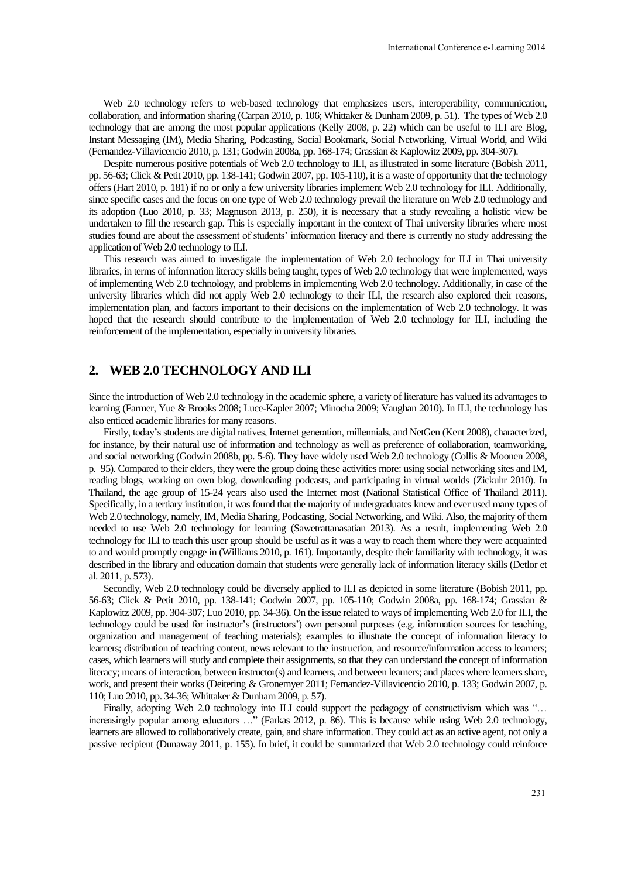Web 2.0 technology refers to web-based technology that emphasizes users, interoperability, communication, collaboration, and information sharing (Carpan 2010, p. 106; Whittaker & Dunham 2009, p. 51). The types of Web 2.0 technology that are among the most popular applications (Kelly 2008, p. 22) which can be useful to ILI are Blog, Instant Messaging (IM), Media Sharing, Podcasting, Social Bookmark, Social Networking, Virtual World, and Wiki (Fernandez-Villavicencio 2010, p. 131; Godwin 2008a, pp. 168-174; Grassian & Kaplowitz 2009, pp. 304-307).

Despite numerous positive potentials of Web 2.0 technology to ILI, as illustrated in some literature (Bobish 2011, pp. 56-63; Click & Petit 2010, pp. 138-141; Godwin 2007, pp. 105-110), it is a waste of opportunity that the technology offers (Hart 2010, p. 181) if no or only a few university libraries implement Web 2.0 technology for ILI. Additionally, since specific cases and the focus on one type of Web 2.0 technology prevail the literature on Web 2.0 technology and its adoption (Luo 2010, p. 33; Magnuson 2013, p. 250), it is necessary that a study revealing a holistic view be undertaken to fill the research gap. This is especially important in the context of Thai university libraries where most studies found are about the assessment of students' information literacy and there is currently no study addressing the application of Web 2.0 technology to ILI.

This research was aimed to investigate the implementation of Web 2.0 technology for ILI in Thai university libraries, in terms of information literacy skills being taught, types of Web 2.0 technology that were implemented, ways of implementing Web 2.0 technology, and problems in implementing Web 2.0 technology. Additionally, in case of the university libraries which did not apply Web 2.0 technology to their ILI, the research also explored their reasons, implementation plan, and factors important to their decisions on the implementation of Web 2.0 technology. It was hoped that the research should contribute to the implementation of Web 2.0 technology for ILI, including the reinforcement of the implementation, especially in university libraries.

## 2. WEB 2.0 TECHNOLOGY AND ILI

Since the introduction of Web 2.0 technology in the academic sphere, a variety of literature has valued its advantages to learning (Farmer, Yue & Brooks 2008; Luce-Kapler 2007; Minocha 2009; Vaughan 2010). In ILI, the technology has also enticed academic libraries for many reasons.

Firstly, today's students are digital natives, Internet generation, millennials, and NetGen (Kent 2008), characterized, for instance, by their natural use of information and technology as well as preference of collaboration, teamworking, and social networking (Godwin 2008b, pp. 5-6). They have widely used Web 2.0 technology (Collis & Moonen 2008, p. 95). Compared to their elders, they were the group doing these activities more: using social networking sites and IM, reading blogs, working on own blog, downloading podcasts, and participating in virtual worlds (Zickuhr 2010). In Thailand, the age group of 15-24 years also used the Internet most (National Statistical Office of Thailand 2011). Specifically, in a tertiary institution, it was found that the majority of undergraduates knew and ever used many types of Web 2.0 technology, namely, IM, Media Sharing, Podcasting, Social Networking, and Wiki. Also, the majority of them needed to use Web 2.0 technology for learning (Sawetrattanasatian 2013). As a result, implementing Web 2.0 technology for ILI to teach this user group should be useful as it was a way to reach them where they were acquainted to and would promptly engage in (Williams 2010, p. 161). Importantly, despite their familiarity with technology, it was described in the library and education domain that students were generally lack of information literacy skills (Detlor et al. 2011, p. 573).

Secondly, Web 2.0 technology could be diversely applied to ILI as depicted in some literature (Bobish 2011, pp. 56-63; Click & Petit 2010, pp. 138-141; Godwin 2007, pp. 105-110; Godwin 2008a, pp. 168-174; Grassian & Kaplowitz 2009, pp. 304-307; Luo 2010, pp. 34-36). On the issue related to ways of implementing Web 2.0 for ILI, the technology could be used for instructor's (instructors') own personal purposes (e.g. information sources for teaching, organization and management of teaching materials); examples to illustrate the concept of information literacy to learners; distribution of teaching content, news relevant to the instruction, and resource/information access to learners; cases, which learners will study and complete their assignments, so that they can understand the concept of information literacy; means of interaction, between instructor(s) and learners, and between learners; and places where learners share, work, and present their works (Deitering & Gronemyer 2011; Fernandez-Villavicencio 2010, p. 133; Godwin 2007, p. 110; Luo 2010, pp. 34-36; Whittaker & Dunham 2009, p. 57).

Finally, adopting Web 2.0 technology into ILI could support the pedagogy of constructivism which was "… increasingly popular among educators …" (Farkas 2012, p. 86). This is because while using Web 2.0 technology, learners are allowed to collaboratively create, gain, and share information. They could act as an active agent, not only a passive recipient (Dunaway 2011, p. 155). In brief, it could be summarized that Web 2.0 technology could reinforce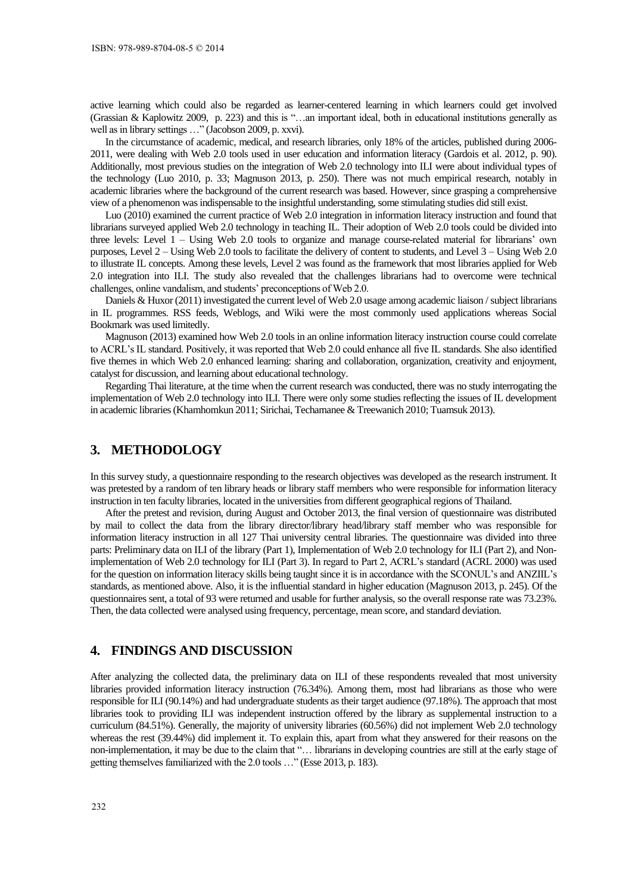active learning which could also be regarded as learner-centered learning in which learners could get involved (Grassian & Kaplowitz 2009, p. 223) and this is "…an important ideal, both in educational institutions generally as well as in library settings …" (Jacobson 2009, p. xxvi).

In the circumstance of academic, medical, and research libraries, only 18% of the articles, published during 2006-2011, were dealing with Web 2.0 tools used in user education and information literacy (Gardois et al. 2012, p. 90). Additionally, most previous studies on the integration of Web 2.0 technology into ILI were about individual types of the technology (Luo 2010, p. 33; Magnuson 2013, p. 250). There was not much empirical research, notably in academic libraries where the background of the current research was based. However, since grasping a comprehensive view of a phenomenon was indispensable to the insightful understanding, some stimulating studies did still exist.

Luo (2010) examined the current practice of Web 2.0 integration in information literacy instruction and found that librarians surveyed applied Web 2.0 technology in teaching IL. Their adoption of Web 2.0 tools could be divided into three levels: Level 1 – Using Web 2.0 tools to organize and manage course-related material for librarians' own purposes, Level 2 – Using Web 2.0 tools to facilitate the delivery of content to students, and Level 3 – Using Web 2.0 to illustrate IL concepts. Among these levels, Level 2 was found as the framework that most libraries applied for Web 2.0 integration into ILI. The study also revealed that the challenges librarians had to overcome were technical challenges, online vandalism, and students' preconceptions of Web 2.0.

Daniels & Huxor (2011) investigated the current level of Web 2.0 usage among academic liaison / subject librarians in IL programmes. RSS feeds, Weblogs, and Wiki were the most commonly used applications whereas Social Bookmark was used limitedly.

Magnuson (2013) examined how Web 2.0 tools in an online information literacy instruction course could correlate to ACRL's IL standard. Positively, it was reported that Web 2.0 could enhance all five IL standards. She also identified five themes in which Web 2.0 enhanced learning: sharing and collaboration, organization, creativity and enjoyment, catalyst for discussion, and learning about educational technology.

Regarding Thai literature, at the time when the current research was conducted, there was no study interrogating the implementation of Web 2.0 technology into ILI. There were only some studies reflecting the issues of IL development in academic libraries (Khamhomkun 2011; Sirichai, Techamanee & Treewanich 2010; Tuamsuk 2013).

## 3. METHODOLOGY

In this survey study, a questionnaire responding to the research objectives was developed as the research instrument. It was pretested by a random of ten library heads or library staff members who were responsible for information literacy instruction in ten faculty libraries, located in the universities from different geographical regions of Thailand.

After the pretest and revision, during August and October 2013, the final version of questionnaire was distributed by mail to collect the data from the library director/library head/library staff member who was responsible for information literacy instruction in all 127 Thai university central libraries. The questionnaire was divided into three parts: Preliminary data on ILI of the library (Part 1), Implementation of Web 2.0 technology for ILI (Part 2), and Non-implementation of Web 2.0 technology for ILI (Part 3). In regard to Part 2, ACRL's standard (ACRL 2000) was used for the question on information literacy skills being taught since it is in accordance with the SCONUL's and ANZIIL's standards, as mentioned above. Also, it is the influential standard in higher education (Magnuson 2013, p. 245). Of the questionnaires sent, a total of 93 were returned and usable for further analysis, so the overall response rate was 73.23%. Then, the data collected were analysed using frequency, percentage, mean score, and standard deviation.

## 4. FINDINGS AND DISCUSSION

After analyzing the collected data, the preliminary data on ILI of these respondents revealed that most university libraries provided information literacy instruction (76.34%). Among them, most had librarians as those who were responsible for ILI (90.14%) and had undergraduate students as their target audience (97.18%). The approach that most libraries took to providing ILI was independent instruction offered by the library as supplemental instruction to a curriculum (84.51%). Generally, the majority of university libraries (60.56%) did not implement Web 2.0 technology whereas the rest (39.44%) did implement it. To explain this, apart from what they answered for their reasons on the non-implementation, it may be due to the claim that "… librarians in developing countries are still at the early stage of getting themselves familiarized with the 2.0 tools …" (Esse 2013, p. 183).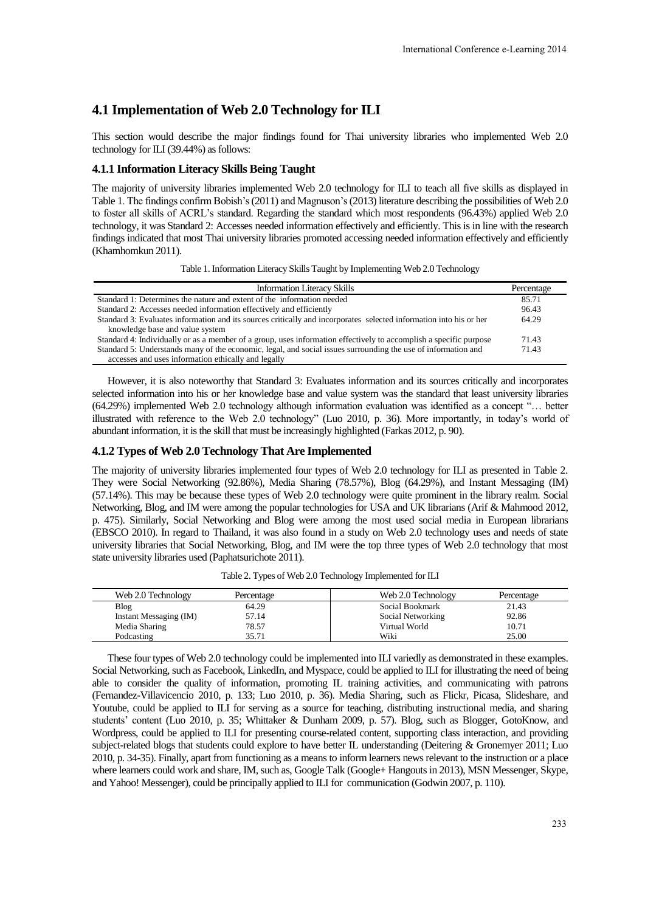## 4.1 Implementation of Web 2.0 Technology for ILI

This section would describe the major findings found for Thai university libraries who implemented Web 2.0 technology for ILI (39.44%) as follows:

### 4.1.1 Information Literacy Skills Being Taught

The majority of university libraries implemented Web 2.0 technology for ILI to teach all five skills as displayed in Table 1. The findings confirm Bobish's (2011) and Magnuson's (2013) literature describing the possibilities of Web 2.0 to foster all skills of ACRL's standard. Regarding the standard which most respondents (96.43%) applied Web 2.0 technology, it was Standard 2: Accesses needed information effectively and efficiently. This is in line with the research findings indicated that most Thai university libraries promoted accessing needed information effectively and efficiently (Khamhomkun 2011).

Table 1. Information Literacy Skills Taught by Implementing Web 2.0 Technology

| Information Literacy Skills | Percentage |
|---|---|
| Standard 1: Determines the nature and extent of the information needed | 85.71 |
| Standard 2: Accesses needed information effectively and efficiently | 96.43 |
| Standard 3: Evaluates information and its sources critically and incorporates selected information into his or her knowledge base and value system | 64.29 |
| Standard 4: Individually or as a member of a group, uses information effectively to accomplish a specific purpose | 71.43 |
| Standard 5: Understands many of the economic, legal, and social issues surrounding the use of information and accesses and uses information ethically and legally | 71.43 |

However, it is also noteworthy that Standard 3: Evaluates information and its sources critically and incorporates selected information into his or her knowledge base and value system was the standard that least university libraries (64.29%) implemented Web 2.0 technology although information evaluation was identified as a concept "… better illustrated with reference to the Web 2.0 technology" (Luo 2010, p. 36). More importantly, in today's world of abundant information, it is the skill that must be increasingly highlighted (Farkas 2012, p. 90).

### 4.1.2 Types of Web 2.0 Technology That Are Implemented

The majority of university libraries implemented four types of Web 2.0 technology for ILI as presented in Table 2. They were Social Networking (92.86%), Media Sharing (78.57%), Blog (64.29%), and Instant Messaging (IM) (57.14%). This may be because these types of Web 2.0 technology were quite prominent in the library realm. Social Networking, Blog, and IM were among the popular technologies for USA and UK librarians (Arif & Mahmood 2012, p. 475). Similarly, Social Networking and Blog were among the most used social media in European librarians (EBSCO 2010). In regard to Thailand, it was also found in a study on Web 2.0 technology uses and needs of state university libraries that Social Networking, Blog, and IM were the top three types of Web 2.0 technology that most state university libraries used (Paphatsurichote 2011).

Table 2. Types of Web 2.0 Technology Implemented for ILI

| Web 2.0 Technology | Percentage | Web 2.0 Technology | Percentage |
|---|---|---|---|
| Blog | 64.29 | Social Bookmark | 21.43 |
| Instant Messaging (IM) | 57.14 | Social Networking | 92.86 |
| Media Sharing | 78.57 | Virtual World | 10.71 |
| Podcasting | 35.71 | Wiki | 25.00 |

These four types of Web 2.0 technology could be implemented into ILI variedly as demonstrated in these examples. Social Networking, such as Facebook, LinkedIn, and Myspace, could be applied to ILI for illustrating the need of being able to consider the quality of information, promoting IL training activities, and communicating with patrons (Fernandez-Villavicencio 2010, p. 133; Luo 2010, p. 36). Media Sharing, such as Flickr, Picasa, Slideshare, and Youtube, could be applied to ILI for serving as a source for teaching, distributing instructional media, and sharing students' content (Luo 2010, p. 35; Whittaker & Dunham 2009, p. 57). Blog, such as Blogger, GotoKnow, and Wordpress, could be applied to ILI for presenting course-related content, supporting class interaction, and providing subject-related blogs that students could explore to have better IL understanding (Deitering & Gronemyer 2011; Luo 2010, p. 34-35). Finally, apart from functioning as a means to inform learners news relevant to the instruction or a place where learners could work and share, IM, such as, Google Talk (Google+ Hangouts in 2013), MSN Messenger, Skype, and Yahoo! Messenger), could be principally applied to ILI for communication (Godwin 2007, p. 110).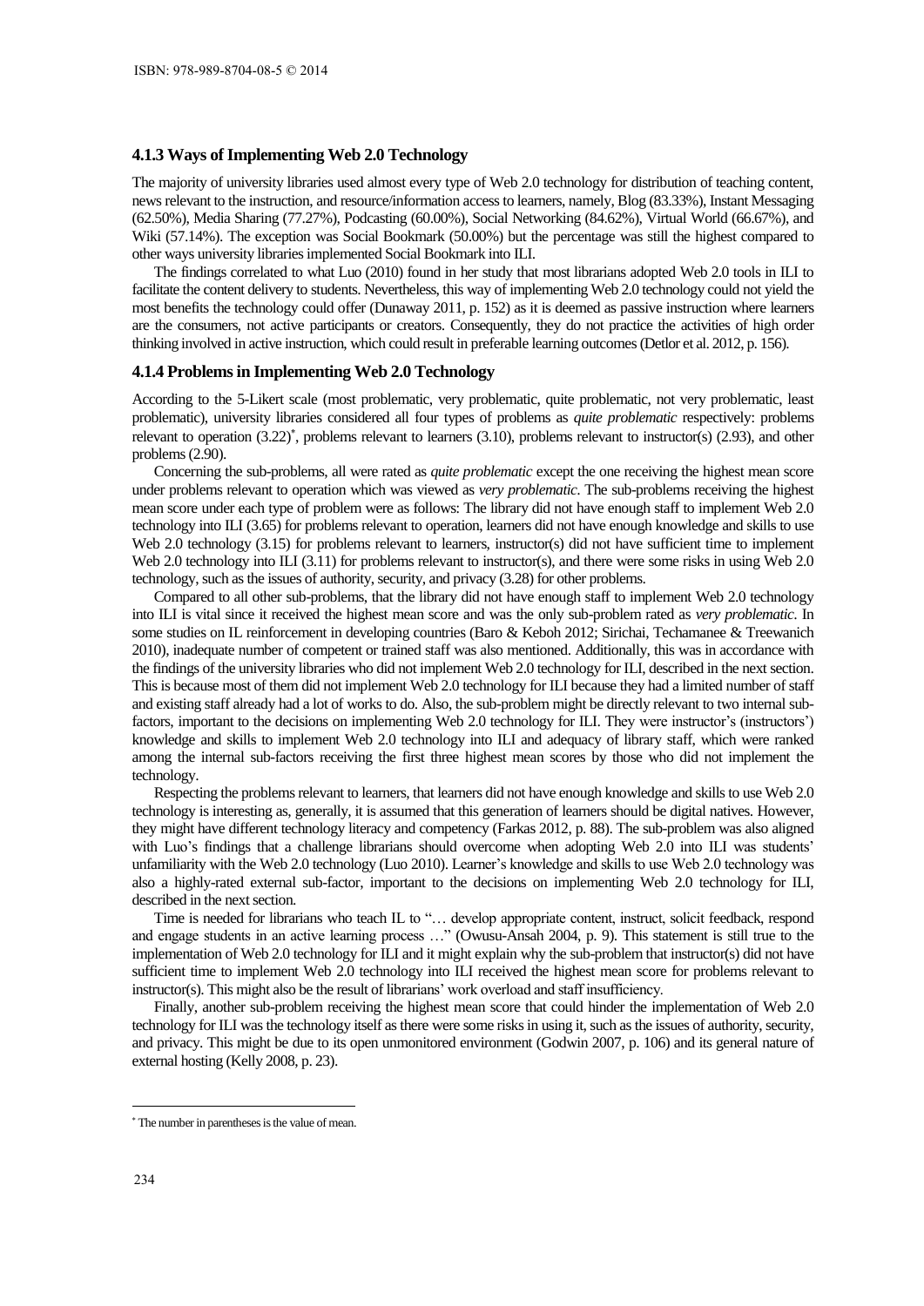### 4.1.3 Ways of Implementing Web 2.0 Technology

The majority of university libraries used almost every type of Web 2.0 technology for distribution of teaching content, news relevant to the instruction, and resource/information access to learners, namely, Blog (83.33%), Instant Messaging (62.50%), Media Sharing (77.27%), Podcasting (60.00%), Social Networking (84.62%), Virtual World (66.67%), and Wiki (57.14%). The exception was Social Bookmark (50.00%) but the percentage was still the highest compared to other ways university libraries implemented Social Bookmark into ILI.

The findings correlated to what Luo (2010) found in her study that most librarians adopted Web 2.0 tools in ILI to facilitate the content delivery to students. Nevertheless, this way of implementing Web 2.0 technology could not yield the most benefits the technology could offer (Dunaway 2011, p. 152) as it is deemed as passive instruction where learners are the consumers, not active participants or creators. Consequently, they do not practice the activities of high order thinking involved in active instruction, which could result in preferable learning outcomes (Detlor et al. 2012, p. 156).

### 4.1.4 Problems in Implementing Web 2.0 Technology

According to the 5-Likert scale (most problematic, very problematic, quite problematic, not very problematic, least problematic), university libraries considered all four types of problems as *quite problematic* respectively: problems relevant to operation (3.22)*, problems relevant to learners (3.10), problems relevant to instructor(s) (2.93), and other problems (2.90).

Concerning the sub-problems, all were rated as *quite problematic* except the one receiving the highest mean score under problems relevant to operation which was viewed as *very problematic*. The sub-problems receiving the highest mean score under each type of problem were as follows: The library did not have enough staff to implement Web 2.0 technology into ILI (3.65) for problems relevant to operation, learners did not have enough knowledge and skills to use Web 2.0 technology (3.15) for problems relevant to learners, instructor(s) did not have sufficient time to implement Web 2.0 technology into ILI (3.11) for problems relevant to instructor(s), and there were some risks in using Web 2.0 technology, such as the issues of authority, security, and privacy (3.28) for other problems.

Compared to all other sub-problems, that the library did not have enough staff to implement Web 2.0 technology into ILI is vital since it received the highest mean score and was the only sub-problem rated as *very problematic*. In some studies on IL reinforcement in developing countries (Baro & Keboh 2012; Sirichai, Techamanee & Treewanich 2010), inadequate number of competent or trained staff was also mentioned. Additionally, this was in accordance with the findings of the university libraries who did not implement Web 2.0 technology for ILI, described in the next section. This is because most of them did not implement Web 2.0 technology for ILI because they had a limited number of staff and existing staff already had a lot of works to do. Also, the sub-problem might be directly relevant to two internal sub-factors, important to the decisions on implementing Web 2.0 technology for ILI. They were instructor's (instructors') knowledge and skills to implement Web 2.0 technology into ILI and adequacy of library staff, which were ranked among the internal sub-factors receiving the first three highest mean scores by those who did not implement the technology.

Respecting the problems relevant to learners, that learners did not have enough knowledge and skills to use Web 2.0 technology is interesting as, generally, it is assumed that this generation of learners should be digital natives. However, they might have different technology literacy and competency (Farkas 2012, p. 88). The sub-problem was also aligned with Luo's findings that a challenge librarians should overcome when adopting Web 2.0 into ILI was students' unfamiliarity with the Web 2.0 technology (Luo 2010). Learner's knowledge and skills to use Web 2.0 technology was also a highly-rated external sub-factor, important to the decisions on implementing Web 2.0 technology for ILI, described in the next section.

Time is needed for librarians who teach IL to "… develop appropriate content, instruct, solicit feedback, respond and engage students in an active learning process …" (Owusu-Ansah 2004, p. 9). This statement is still true to the implementation of Web 2.0 technology for ILI and it might explain why the sub-problem that instructor(s) did not have sufficient time to implement Web 2.0 technology into ILI received the highest mean score for problems relevant to instructor(s). This might also be the result of librarians' work overload and staff insufficiency.

Finally, another sub-problem receiving the highest mean score that could hinder the implementation of Web 2.0 technology for ILI was the technology itself as there were some risks in using it, such as the issues of authority, security, and privacy. This might be due to its open unmonitored environment (Godwin 2007, p. 106) and its general nature of external hosting (Kelly 2008, p. 23).

---

* The number in parentheses is the value of mean.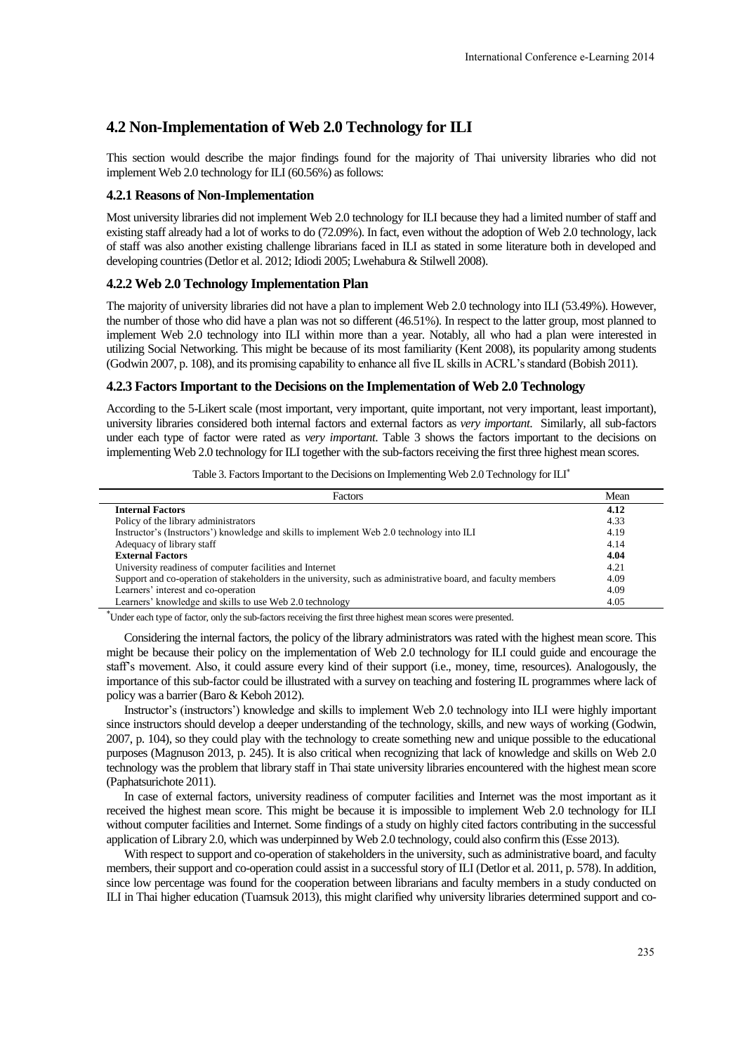## 4.2 Non-Implementation of Web 2.0 Technology for ILI

This section would describe the major findings found for the majority of Thai university libraries who did not implement Web 2.0 technology for ILI (60.56%) as follows:

### 4.2.1 Reasons of Non-Implementation

Most university libraries did not implement Web 2.0 technology for ILI because they had a limited number of staff and existing staff already had a lot of works to do (72.09%). In fact, even without the adoption of Web 2.0 technology, lack of staff was also another existing challenge librarians faced in ILI as stated in some literature both in developed and developing countries (Detlor et al. 2012; Idiodi 2005; Lwehabura & Stilwell 2008).

### 4.2.2 Web 2.0 Technology Implementation Plan

The majority of university libraries did not have a plan to implement Web 2.0 technology into ILI (53.49%). However, the number of those who did have a plan was not so different (46.51%). In respect to the latter group, most planned to implement Web 2.0 technology into ILI within more than a year. Notably, all who had a plan were interested in utilizing Social Networking. This might be because of its most familiarity (Kent 2008), its popularity among students (Godwin 2007, p. 108), and its promising capability to enhance all five IL skills in ACRL's standard (Bobish 2011).

### 4.2.3 Factors Important to the Decisions on the Implementation of Web 2.0 Technology

According to the 5-Likert scale (most important, very important, quite important, not very important, least important), university libraries considered both internal factors and external factors as *very important*. Similarly, all sub-factors under each type of factor were rated as *very important*. Table 3 shows the factors important to the decisions on implementing Web 2.0 technology for ILI together with the sub-factors receiving the first three highest mean scores.

Table 3. Factors Important to the Decisions on Implementing Web 2.0 Technology for ILI*

| Factors | Mean |
|---|---|
| **Internal Factors** | **4.12** |
| Policy of the library administrators | 4.33 |
| Instructor's (Instructors') knowledge and skills to implement Web 2.0 technology into ILI | 4.19 |
| Adequacy of library staff | 4.14 |
| **External Factors** | **4.04** |
| University readiness of computer facilities and Internet | 4.21 |
| Support and co-operation of stakeholders in the university, such as administrative board, and faculty members | 4.09 |
| Learners' interest and co-operation | 4.09 |
| Learners' knowledge and skills to use Web 2.0 technology | 4.05 |

*Under each type of factor, only the sub-factors receiving the first three highest mean scores were presented.

Considering the internal factors, the policy of the library administrators was rated with the highest mean score. This might be because their policy on the implementation of Web 2.0 technology for ILI could guide and encourage the staff's movement. Also, it could assure every kind of their support (i.e., money, time, resources). Analogously, the importance of this sub-factor could be illustrated with a survey on teaching and fostering IL programmes where lack of policy was a barrier (Baro & Keboh 2012).

Instructor's (instructors') knowledge and skills to implement Web 2.0 technology into ILI were highly important since instructors should develop a deeper understanding of the technology, skills, and new ways of working (Godwin, 2007, p. 104), so they could play with the technology to create something new and unique possible to the educational purposes (Magnuson 2013, p. 245). It is also critical when recognizing that lack of knowledge and skills on Web 2.0 technology was the problem that library staff in Thai state university libraries encountered with the highest mean score (Paphatsurichote 2011).

In case of external factors, university readiness of computer facilities and Internet was the most important as it received the highest mean score. This might be because it is impossible to implement Web 2.0 technology for ILI without computer facilities and Internet. Some findings of a study on highly cited factors contributing in the successful application of Library 2.0, which was underpinned by Web 2.0 technology, could also confirm this (Esse 2013).

With respect to support and co-operation of stakeholders in the university, such as administrative board, and faculty members, their support and co-operation could assist in a successful story of ILI (Detlor et al. 2011, p. 578). In addition, since low percentage was found for the cooperation between librarians and faculty members in a study conducted on ILI in Thai higher education (Tuamsuk 2013), this might clarified why university libraries determined support and co-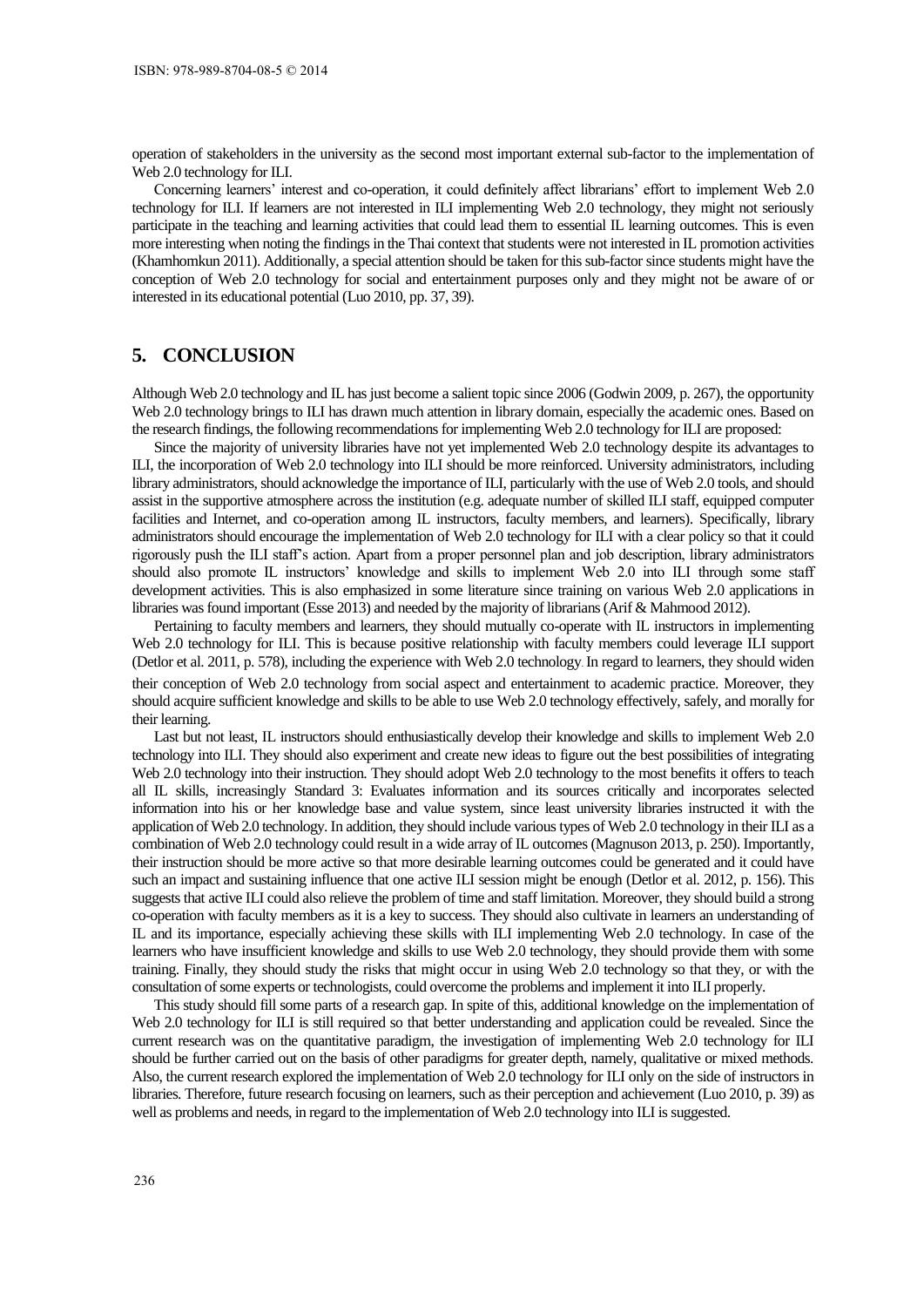operation of stakeholders in the university as the second most important external sub-factor to the implementation of Web 2.0 technology for ILI.

Concerning learners' interest and co-operation, it could definitely affect librarians' effort to implement Web 2.0 technology for ILI. If learners are not interested in ILI implementing Web 2.0 technology, they might not seriously participate in the teaching and learning activities that could lead them to essential IL learning outcomes. This is even more interesting when noting the findings in the Thai context that students were not interested in IL promotion activities (Khamhomkun 2011). Additionally, a special attention should be taken for this sub-factor since students might have the conception of Web 2.0 technology for social and entertainment purposes only and they might not be aware of or interested in its educational potential (Luo 2010, pp. 37, 39).

## 5. CONCLUSION

Although Web 2.0 technology and IL has just become a salient topic since 2006 (Godwin 2009, p. 267), the opportunity Web 2.0 technology brings to ILI has drawn much attention in library domain, especially the academic ones. Based on the research findings, the following recommendations for implementing Web 2.0 technology for ILI are proposed:

Since the majority of university libraries have not yet implemented Web 2.0 technology despite its advantages to ILI, the incorporation of Web 2.0 technology into ILI should be more reinforced. University administrators, including library administrators, should acknowledge the importance of ILI, particularly with the use of Web 2.0 tools, and should assist in the supportive atmosphere across the institution (e.g. adequate number of skilled ILI staff, equipped computer facilities and Internet, and co-operation among IL instructors, faculty members, and learners). Specifically, library administrators should encourage the implementation of Web 2.0 technology for ILI with a clear policy so that it could rigorously push the ILI staff's action. Apart from a proper personnel plan and job description, library administrators should also promote IL instructors' knowledge and skills to implement Web 2.0 into ILI through some staff development activities. This is also emphasized in some literature since training on various Web 2.0 applications in libraries was found important (Esse 2013) and needed by the majority of librarians (Arif & Mahmood 2012).

Pertaining to faculty members and learners, they should mutually co-operate with IL instructors in implementing Web 2.0 technology for ILI. This is because positive relationship with faculty members could leverage ILI support (Detlor et al. 2011, p. 578), including the experience with Web 2.0 technology. In regard to learners, they should widen their conception of Web 2.0 technology from social aspect and entertainment to academic practice. Moreover, they should acquire sufficient knowledge and skills to be able to use Web 2.0 technology effectively, safely, and morally for their learning.

Last but not least, IL instructors should enthusiastically develop their knowledge and skills to implement Web 2.0 technology into ILI. They should also experiment and create new ideas to figure out the best possibilities of integrating Web 2.0 technology into their instruction. They should adopt Web 2.0 technology to the most benefits it offers to teach all IL skills, increasingly Standard 3: Evaluates information and its sources critically and incorporates selected information into his or her knowledge base and value system, since least university libraries instructed it with the application of Web 2.0 technology. In addition, they should include various types of Web 2.0 technology in their ILI as a combination of Web 2.0 technology could result in a wide array of IL outcomes (Magnuson 2013, p. 250). Importantly, their instruction should be more active so that more desirable learning outcomes could be generated and it could have such an impact and sustaining influence that one active ILI session might be enough (Detlor et al. 2012, p. 156). This suggests that active ILI could also relieve the problem of time and staff limitation. Moreover, they should build a strong co-operation with faculty members as it is a key to success. They should also cultivate in learners an understanding of IL and its importance, especially achieving these skills with ILI implementing Web 2.0 technology. In case of the learners who have insufficient knowledge and skills to use Web 2.0 technology, they should provide them with some training. Finally, they should study the risks that might occur in using Web 2.0 technology so that they, or with the consultation of some experts or technologists, could overcome the problems and implement it into ILI properly.

This study should fill some parts of a research gap. In spite of this, additional knowledge on the implementation of Web 2.0 technology for ILI is still required so that better understanding and application could be revealed. Since the current research was on the quantitative paradigm, the investigation of implementing Web 2.0 technology for ILI should be further carried out on the basis of other paradigms for greater depth, namely, qualitative or mixed methods. Also, the current research explored the implementation of Web 2.0 technology for ILI only on the side of instructors in libraries. Therefore, future research focusing on learners, such as their perception and achievement (Luo 2010, p. 39) as well as problems and needs, in regard to the implementation of Web 2.0 technology into ILI is suggested.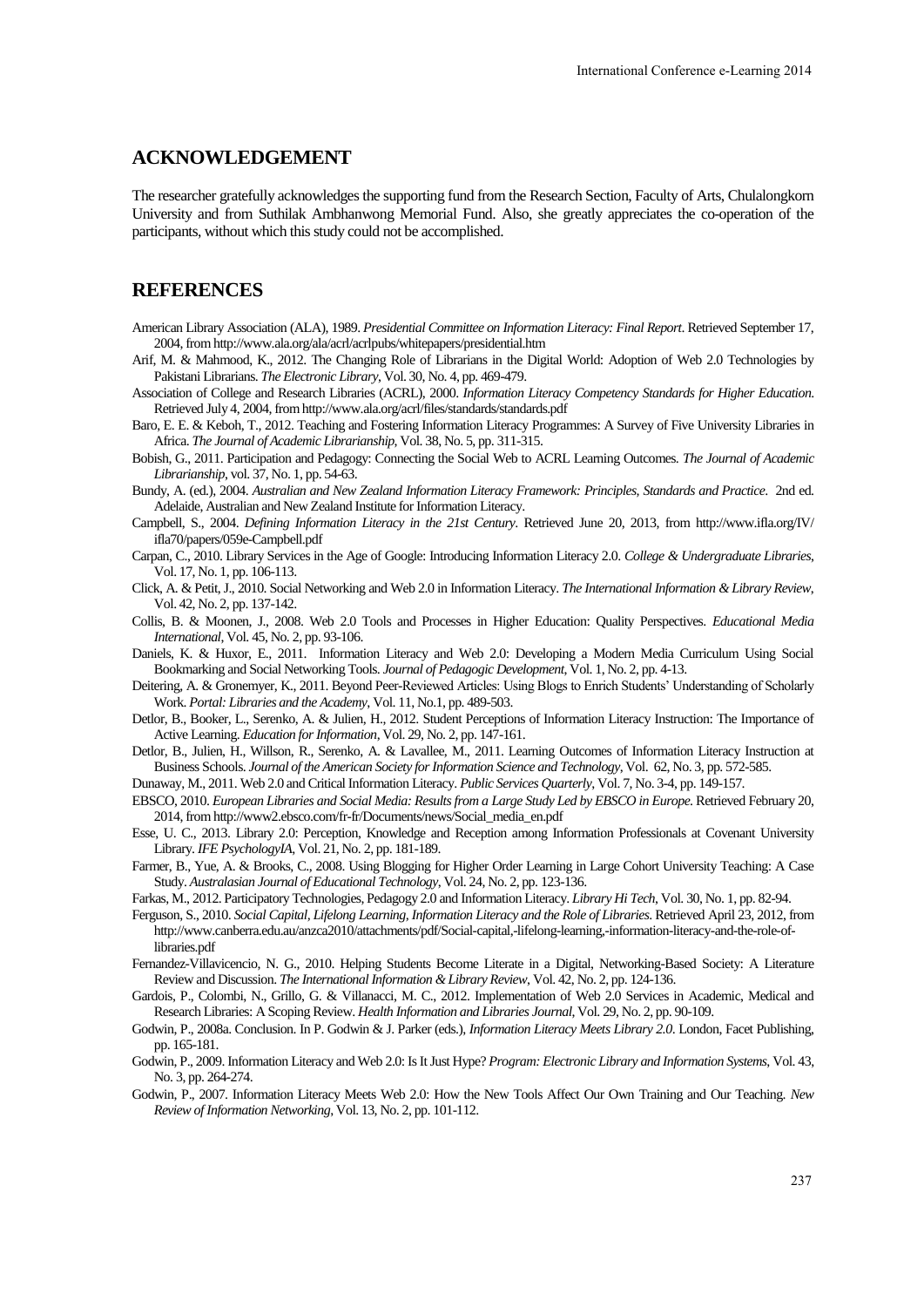## ACKNOWLEDGEMENT

The researcher gratefully acknowledges the supporting fund from the Research Section, Faculty of Arts, Chulalongkorn University and from Suthilak Ambhanwong Memorial Fund. Also, she greatly appreciates the co-operation of the participants, without which this study could not be accomplished.

## REFERENCES

American Library Association (ALA), 1989. *Presidential Committee on Information Literacy: Final Report*. Retrieved September 17, 2004, from http://www.ala.org/ala/acrl/acrlpubs/whitepapers/presidential.htm

Arif, M. & Mahmood, K., 2012. The Changing Role of Librarians in the Digital World: Adoption of Web 2.0 Technologies by Pakistani Librarians. *The Electronic Library*, Vol. 30, No. 4, pp. 469-479.

Association of College and Research Libraries (ACRL), 2000. *Information Literacy Competency Standards for Higher Education*. Retrieved July 4, 2004, from http://www.ala.org/acrl/files/standards/standards.pdf

Baro, E. E. & Keboh, T., 2012. Teaching and Fostering Information Literacy Programmes: A Survey of Five University Libraries in Africa. *The Journal of Academic Librarianship*, Vol. 38, No. 5, pp. 311-315.

Bobish, G., 2011. Participation and Pedagogy: Connecting the Social Web to ACRL Learning Outcomes. *The Journal of Academic Librarianship*, vol. 37, No. 1, pp. 54-63.

Bundy, A. (ed.), 2004. *Australian and New Zealand Information Literacy Framework: Principles, Standards and Practice*. 2nd ed. Adelaide, Australian and New Zealand Institute for Information Literacy.

Campbell, S., 2004. *Defining Information Literacy in the 21st Century*. Retrieved June 20, 2013, from http://www.ifla.org/IV/ifla70/papers/059e-Campbell.pdf

Carpan, C., 2010. Library Services in the Age of Google: Introducing Information Literacy 2.0. *College & Undergraduate Libraries*, Vol. 17, No. 1, pp. 106-113.

Click, A. & Petit, J., 2010. Social Networking and Web 2.0 in Information Literacy. *The International Information & Library Review*, Vol. 42, No. 2, pp. 137-142.

Collis, B. & Moonen, J., 2008. Web 2.0 Tools and Processes in Higher Education: Quality Perspectives. *Educational Media International*, Vol. 45, No. 2, pp. 93-106.

Daniels, K. & Huxor, E., 2011. Information Literacy and Web 2.0: Developing a Modern Media Curriculum Using Social Bookmarking and Social Networking Tools. *Journal of Pedagogic Development*, Vol. 1, No. 2, pp. 4-13.

Deitering, A. & Gronemyer, K., 2011. Beyond Peer-Reviewed Articles: Using Blogs to Enrich Students' Understanding of Scholarly Work. *Portal: Libraries and the Academy*, Vol. 11, No.1, pp. 489-503.

Detlor, B., Booker, L., Serenko, A. & Julien, H., 2012. Student Perceptions of Information Literacy Instruction: The Importance of Active Learning. *Education for Information*, Vol. 29, No. 2, pp. 147-161.

Detlor, B., Julien, H., Willson, R., Serenko, A. & Lavallee, M., 2011. Learning Outcomes of Information Literacy Instruction at Business Schools. *Journal of the American Society for Information Science and Technology*, Vol. 62, No. 3, pp. 572-585.

Dunaway, M., 2011. Web 2.0 and Critical Information Literacy. *Public Services Quarterly*, Vol. 7, No. 3-4, pp. 149-157.

EBSCO, 2010. *European Libraries and Social Media: Results from a Large Study Led by EBSCO in Europe*. Retrieved February 20, 2014, from http://www2.ebsco.com/fr-fr/Documents/news/Social_media_en.pdf

Esse, U. C., 2013. Library 2.0: Perception, Knowledge and Reception among Information Professionals at Covenant University Library. *IFE PsychologyIA*, Vol. 21, No. 2, pp. 181-189.

Farmer, B., Yue, A. & Brooks, C., 2008. Using Blogging for Higher Order Learning in Large Cohort University Teaching: A Case Study. *Australasian Journal of Educational Technology*, Vol. 24, No. 2, pp. 123-136.

Farkas, M., 2012. Participatory Technologies, Pedagogy 2.0 and Information Literacy. *Library Hi Tech*, Vol. 30, No. 1, pp. 82-94.

Ferguson, S., 2010. *Social Capital, Lifelong Learning, Information Literacy and the Role of Libraries*. Retrieved April 23, 2012, from http://www.canberra.edu.au/anzca2010/attachments/pdf/Social-capital,-lifelong-learning,-information-literacy-and-the-role-of-libraries.pdf

Fernandez-Villavicencio, N. G., 2010. Helping Students Become Literate in a Digital, Networking-Based Society: A Literature Review and Discussion. *The International Information & Library Review*, Vol. 42, No. 2, pp. 124-136.

Gardois, P., Colombi, N., Grillo, G. & Villanacci, M. C., 2012. Implementation of Web 2.0 Services in Academic, Medical and Research Libraries: A Scoping Review. *Health Information and Libraries Journal*, Vol. 29, No. 2, pp. 90-109.

Godwin, P., 2008a. Conclusion. In P. Godwin & J. Parker (eds.), *Information Literacy Meets Library 2.0*. London, Facet Publishing, pp. 165-181.

Godwin, P., 2009. Information Literacy and Web 2.0: Is It Just Hype? *Program: Electronic Library and Information Systems*, Vol. 43, No. 3, pp. 264-274.

Godwin, P., 2007. Information Literacy Meets Web 2.0: How the New Tools Affect Our Own Training and Our Teaching. *New Review of Information Networking*, Vol. 13, No. 2, pp. 101-112.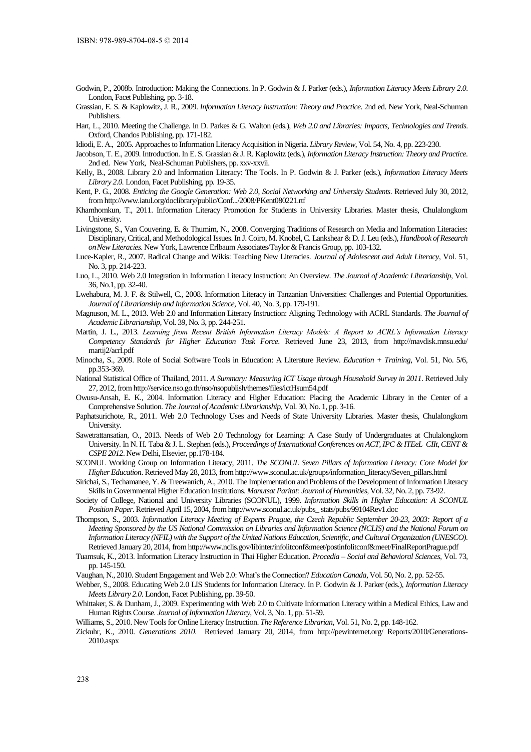Godwin, P., 2008b. Introduction: Making the Connections. In P. Godwin & J. Parker (eds.), *Information Literacy Meets Library 2.0*. London, Facet Publishing, pp. 3-18.

Grassian, E. S. & Kaplowitz, J. R., 2009. *Information Literacy Instruction: Theory and Practice*. 2nd ed. New York, Neal-Schuman Publishers.

Hart, L., 2010. Meeting the Challenge. In D. Parkes & G. Walton (eds.), *Web 2.0 and Libraries: Impacts, Technologies and Trends*. Oxford, Chandos Publishing, pp. 171-182.

Idiodi, E. A., 2005. Approaches to Information Literacy Acquisition in Nigeria. *Library Review*, Vol. 54, No. 4, pp. 223-230.

Jacobson, T. E., 2009. Introduction. In E. S. Grassian & J. R. Kaplowitz (eds.), *Information Literacy Instruction: Theory and Practice*. 2nd ed. New York, Neal-Schuman Publishers, pp. xxv-xxvii.

Kelly, B., 2008. Library 2.0 and Information Literacy: The Tools. In P. Godwin & J. Parker (eds.), *Information Literacy Meets Library 2.0*. London, Facet Publishing, pp. 19-35.

Kent, P. G., 2008. *Enticing the Google Generation: Web 2.0, Social Networking and University Students*. Retrieved July 30, 2012, from http://www.iatul.org/doclibrary/public/Conf.../2008/PKent080221.rtf

Khamhomkun, T., 2011. Information Literacy Promotion for Students in University Libraries. Master thesis, Chulalongkorn University.

Livingstone, S., Van Couvering, E. & Thumim, N., 2008. Converging Traditions of Research on Media and Information Literacies: Disciplinary, Critical, and Methodological Issues. In J. Coiro, M. Knobel, C. Lankshear & D. J. Leu (eds.), *Handbook of Research on New Literacies*. New York, Lawrence Erlbaum Associates/Taylor & Francis Group, pp. 103-132.

Luce-Kapler, R., 2007. Radical Change and Wikis: Teaching New Literacies. *Journal of Adolescent and Adult Literacy*, Vol. 51, No. 3, pp. 214-223.

Luo, L., 2010. Web 2.0 Integration in Information Literacy Instruction: An Overview. *The Journal of Academic Librarianship*, Vol. 36, No.1, pp. 32-40.

Lwehabura, M. J. F. & Stilwell, C., 2008. Information Literacy in Tanzanian Universities: Challenges and Potential Opportunities. *Journal of Librarianship and Information Science*, Vol. 40, No. 3, pp. 179-191.

Magnuson, M. L., 2013. Web 2.0 and Information Literacy Instruction: Aligning Technology with ACRL Standards. *The Journal of Academic Librarianship*, Vol. 39, No. 3, pp. 244-251.

Martin, J. L., 2013. *Learning from Recent British Information Literacy Models: A Report to ACRL's Information Literacy Competency Standards for Higher Education Task Force*. Retrieved June 23, 2013, from http://mavdisk.mnsu.edu/martij2/acrl.pdf

Minocha, S., 2009. Role of Social Software Tools in Education: A Literature Review. *Education + Training*, Vol. 51, No. 5/6, pp.353-369.

National Statistical Office of Thailand, 2011. *A Summary: Measuring ICT Usage through Household Survey in 2011*. Retrieved July 27, 2012, from http://service.nso.go.th/nso/nsopublish/themes/files/ictHsum54.pdf

Owusu-Ansah, E. K., 2004. Information Literacy and Higher Education: Placing the Academic Library in the Center of a Comprehensive Solution. *The Journal of Academic Librarianship*, Vol. 30, No. 1, pp. 3-16.

Paphatsurichote, R., 2011. Web 2.0 Technology Uses and Needs of State University Libraries. Master thesis, Chulalongkorn University.

Sawetrattansatian, O., 2013. Needs of Web 2.0 Technology for Learning: A Case Study of Undergraduates at Chulalongkorn University. In N. H. Taba & J. L. Stephen (eds.), *Proceedings of International Conferences on ACT, IPC & ITEeL CIIt, CENT & CSPE 2012*. New Delhi, Elsevier, pp.178-184.

SCONUL Working Group on Information Literacy, 2011. *The SCONUL Seven Pillars of Information Literacy: Core Model for Higher Education*. Retrieved May 28, 2013, from http://www.sconul.ac.uk/groups/information_literacy/Seven_pillars.html

Sirichai, S., Techamanee, Y. & Treewanich, A., 2010. The Implementation and Problems of the Development of Information Literacy Skills in Governmental Higher Education Institutions. *Manutsat Paritat: Journal of Humanities*, Vol. 32, No. 2, pp. 73-92.

Society of College, National and University Libraries (SCONUL), 1999. *Information Skills in Higher Education: A SCONUL Position Paper*. Retrieved April 15, 2004, from http://www.sconul.ac.uk/pubs_ stats/pubs/99104Rev1.doc

Thompson, S., 2003. *Information Literacy Meeting of Experts Prague, the Czech Republic September 20-23, 2003: Report of a Meeting Sponsored by the US National Commission on Libraries and Information Science (NCLIS) and the National Forum on Information Literacy (NFIL) with the Support of the United Nations Education, Scientific, and Cultural Organization (UNESCO)*. Retrieved January 20, 2014, from http://www.nclis.gov/libinter/infolitconf&meet/postinfolitconf&meet/FinalReportPrague.pdf

Tuamsuk, K., 2013. Information Literacy Instruction in Thai Higher Education. *Procedia – Social and Behavioral Sciences*, Vol. 73, pp. 145-150.

Vaughan, N., 2010. Student Engagement and Web 2.0: What's the Connection? *Education Canada*, Vol. 50, No. 2, pp. 52-55.

Webber, S., 2008. Educating Web 2.0 LIS Students for Information Literacy. In P. Godwin & J. Parker (eds.), *Information Literacy Meets Library 2.0*. London, Facet Publishing, pp. 39-50.

Whittaker, S. & Dunham, J., 2009. Experimenting with Web 2.0 to Cultivate Information Literacy within a Medical Ethics, Law and Human Rights Course. *Journal of Information Literacy*, Vol. 3, No. 1, pp. 51-59.

Williams, S., 2010. New Tools for Online Literacy Instruction. *The Reference Librarian*, Vol. 51, No. 2, pp. 148-162.

Zickuhr, K., 2010. *Generations 2010*. Retrieved January 20, 2014, from http://pewinternet.org/ Reports/2010/Generations-2010.aspx